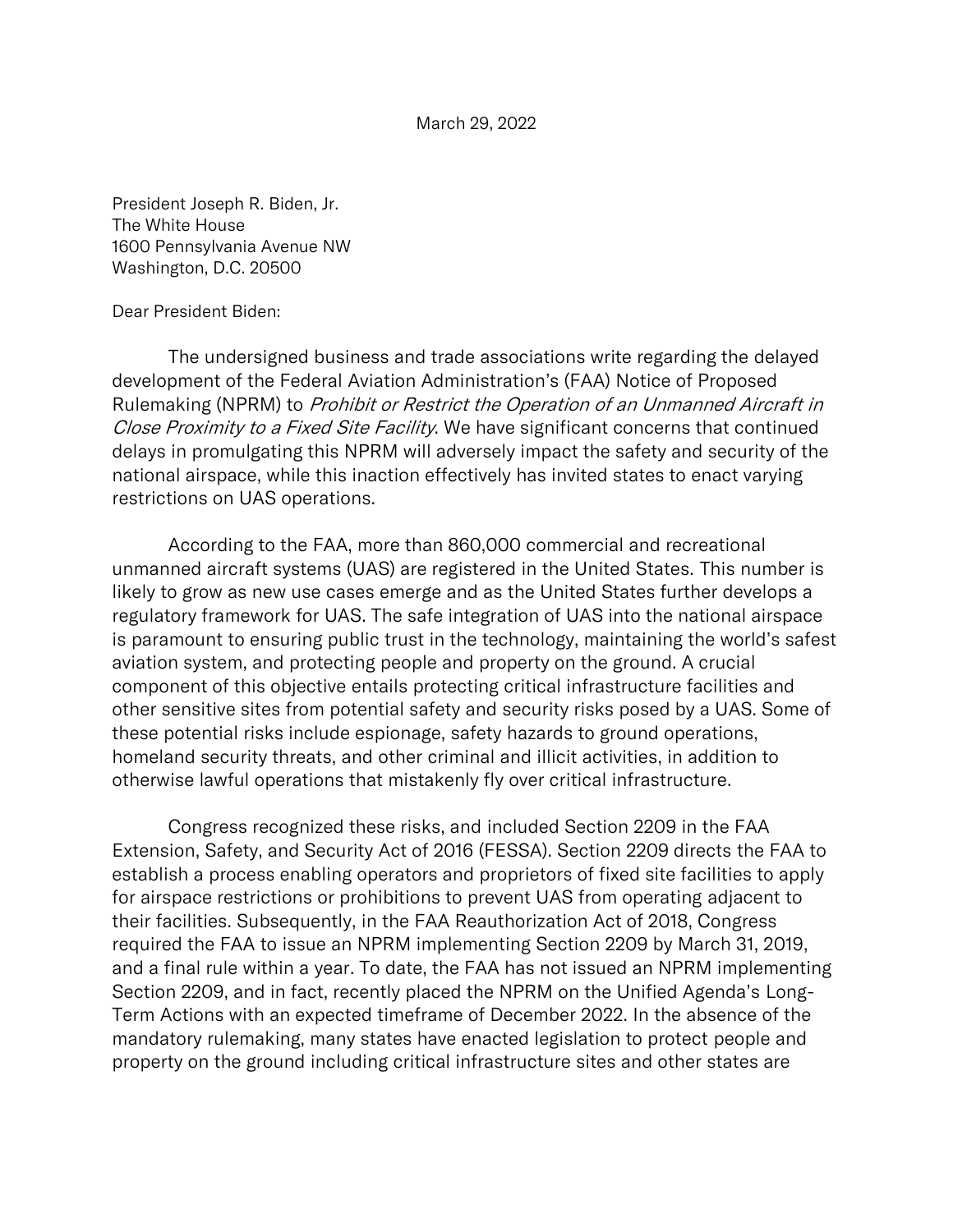March 29, 2022

President Joseph R. Biden, Jr.
The White House
1600 Pennsylvania Avenue NW
Washington, D.C. 20500

Dear President Biden:

The undersigned business and trade associations write regarding the delayed development of the Federal Aviation Administration's (FAA) Notice of Proposed Rulemaking (NPRM) to *Prohibit or Restrict the Operation of an Unmanned Aircraft in Close Proximity to a Fixed Site Facility*. We have significant concerns that continued delays in promulgating this NPRM will adversely impact the safety and security of the national airspace, while this inaction effectively has invited states to enact varying restrictions on UAS operations.

According to the FAA, more than 860,000 commercial and recreational unmanned aircraft systems (UAS) are registered in the United States. This number is likely to grow as new use cases emerge and as the United States further develops a regulatory framework for UAS. The safe integration of UAS into the national airspace is paramount to ensuring public trust in the technology, maintaining the world's safest aviation system, and protecting people and property on the ground. A crucial component of this objective entails protecting critical infrastructure facilities and other sensitive sites from potential safety and security risks posed by a UAS. Some of these potential risks include espionage, safety hazards to ground operations, homeland security threats, and other criminal and illicit activities, in addition to otherwise lawful operations that mistakenly fly over critical infrastructure.

Congress recognized these risks, and included Section 2209 in the FAA Extension, Safety, and Security Act of 2016 (FESSA). Section 2209 directs the FAA to establish a process enabling operators and proprietors of fixed site facilities to apply for airspace restrictions or prohibitions to prevent UAS from operating adjacent to their facilities. Subsequently, in the FAA Reauthorization Act of 2018, Congress required the FAA to issue an NPRM implementing Section 2209 by March 31, 2019, and a final rule within a year. To date, the FAA has not issued an NPRM implementing Section 2209, and in fact, recently placed the NPRM on the Unified Agenda's Long-Term Actions with an expected timeframe of December 2022. In the absence of the mandatory rulemaking, many states have enacted legislation to protect people and property on the ground including critical infrastructure sites and other states are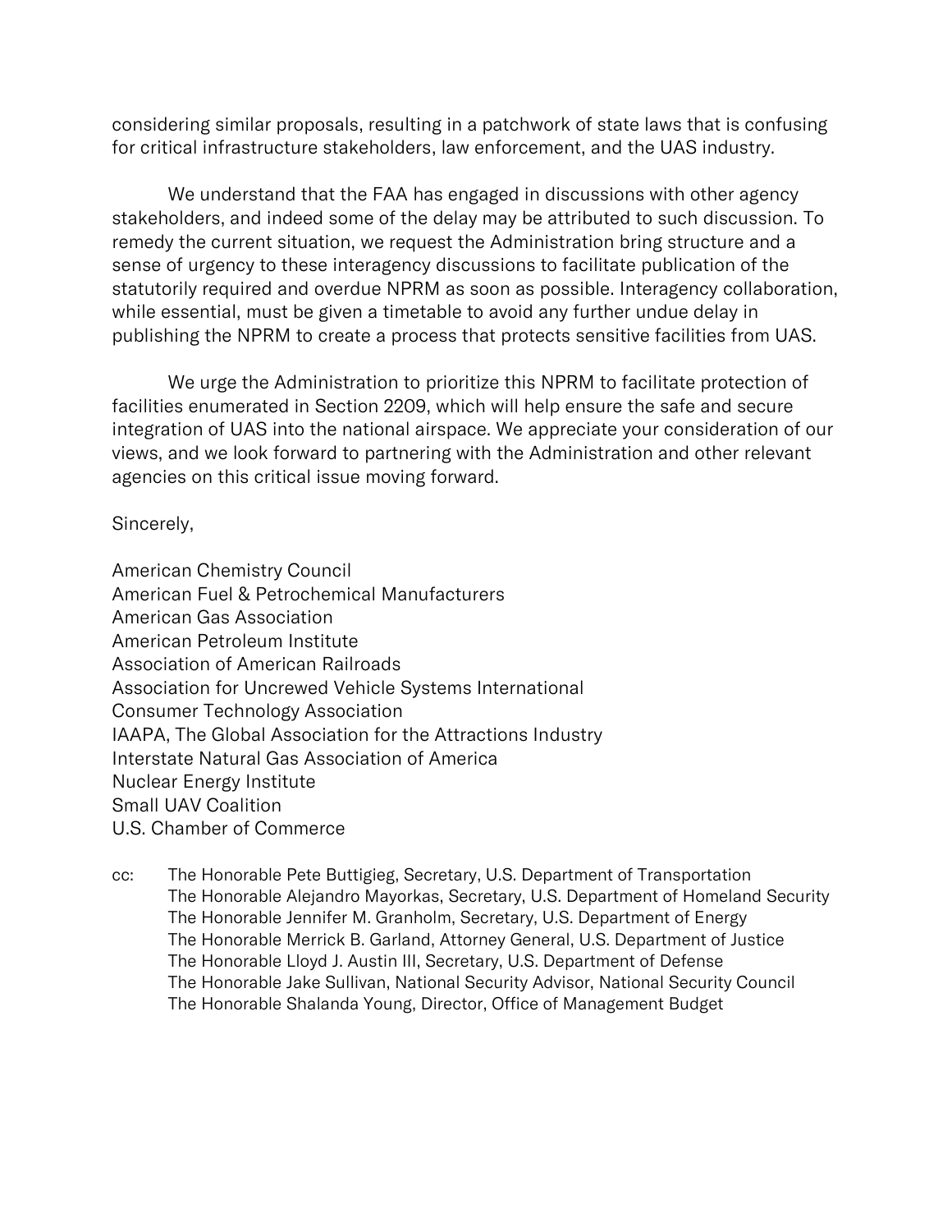considering similar proposals, resulting in a patchwork of state laws that is confusing for critical infrastructure stakeholders, law enforcement, and the UAS industry.

We understand that the FAA has engaged in discussions with other agency stakeholders, and indeed some of the delay may be attributed to such discussion. To remedy the current situation, we request the Administration bring structure and a sense of urgency to these interagency discussions to facilitate publication of the statutorily required and overdue NPRM as soon as possible. Interagency collaboration, while essential, must be given a timetable to avoid any further undue delay in publishing the NPRM to create a process that protects sensitive facilities from UAS.

We urge the Administration to prioritize this NPRM to facilitate protection of facilities enumerated in Section 2209, which will help ensure the safe and secure integration of UAS into the national airspace. We appreciate your consideration of our views, and we look forward to partnering with the Administration and other relevant agencies on this critical issue moving forward.

Sincerely,

American Chemistry Council
American Fuel & Petrochemical Manufacturers
American Gas Association
American Petroleum Institute
Association of American Railroads
Association for Uncrewed Vehicle Systems International
Consumer Technology Association
IAAPA, The Global Association for the Attractions Industry
Interstate Natural Gas Association of America
Nuclear Energy Institute
Small UAV Coalition
U.S. Chamber of Commerce

cc: The Honorable Pete Buttigieg, Secretary, U.S. Department of Transportation
The Honorable Alejandro Mayorkas, Secretary, U.S. Department of Homeland Security
The Honorable Jennifer M. Granholm, Secretary, U.S. Department of Energy
The Honorable Merrick B. Garland, Attorney General, U.S. Department of Justice
The Honorable Lloyd J. Austin III, Secretary, U.S. Department of Defense
The Honorable Jake Sullivan, National Security Advisor, National Security Council
The Honorable Shalanda Young, Director, Office of Management Budget